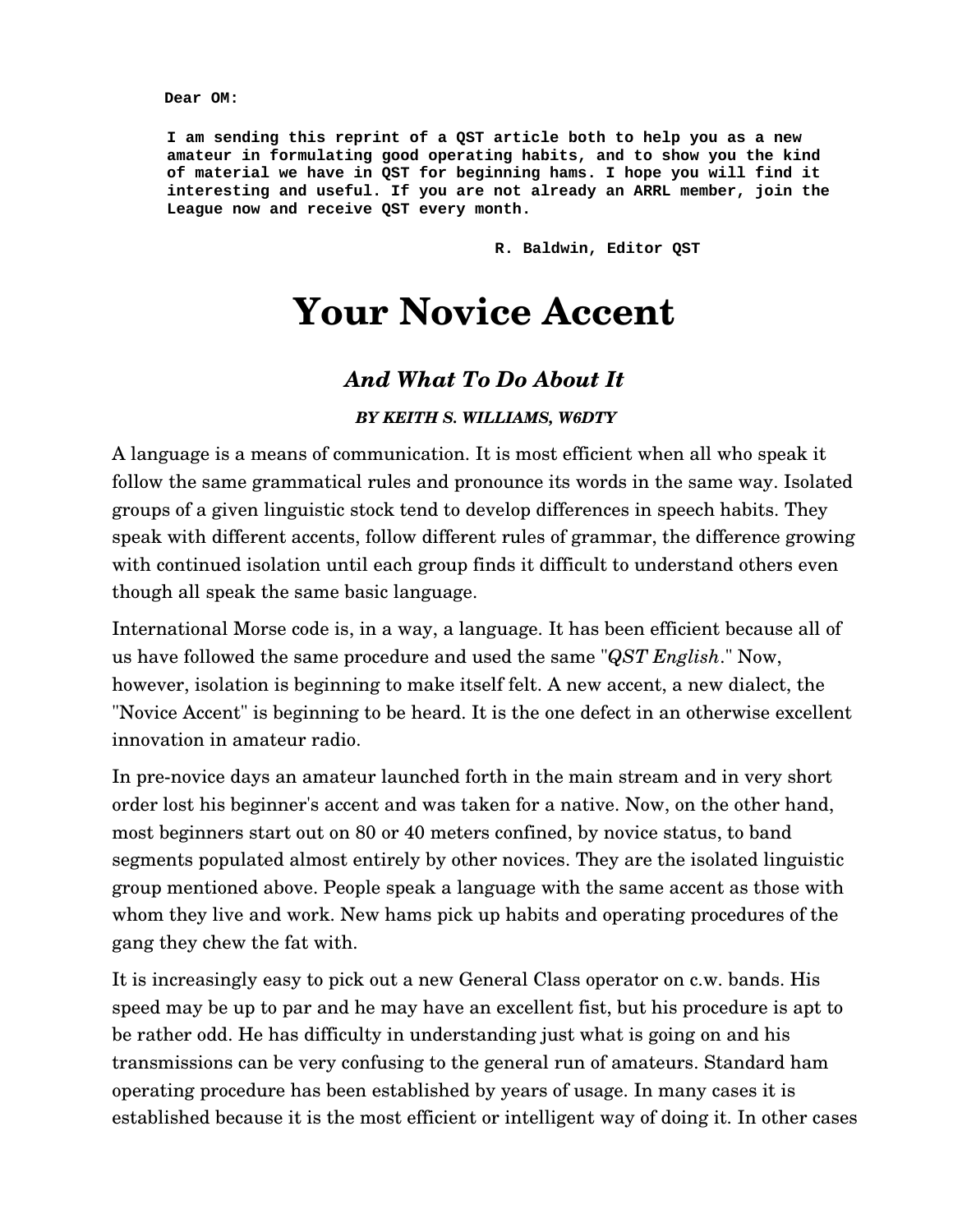**Dear OM:**

**I am sending this reprint of a QST article both to help you as a new amateur in formulating good operating habits, and to show you the kind of material we have in QST for beginning hams. I hope you will find it interesting and useful. If you are not already an ARRL member, join the League now and receive QST every month.**

**R. Baldwin, Editor QST**

# Your Novice Accent

## *And What To Do About It*

***BY KEITH S. WILLIAMS, W6DTY***

A language is a means of communication. It is most efficient when all who speak it follow the same grammatical rules and pronounce its words in the same way. Isolated groups of a given linguistic stock tend to develop differences in speech habits. They speak with different accents, follow different rules of grammar, the difference growing with continued isolation until each group finds it difficult to understand others even though all speak the same basic language.

International Morse code is, in a way, a language. It has been efficient because all of us have followed the same procedure and used the same "*QST English*." Now, however, isolation is beginning to make itself felt. A new accent, a new dialect, the "Novice Accent" is beginning to be heard. It is the one defect in an otherwise excellent innovation in amateur radio.

In pre-novice days an amateur launched forth in the main stream and in very short order lost his beginner's accent and was taken for a native. Now, on the other hand, most beginners start out on 80 or 40 meters confined, by novice status, to band segments populated almost entirely by other novices. They are the isolated linguistic group mentioned above. People speak a language with the same accent as those with whom they live and work. New hams pick up habits and operating procedures of the gang they chew the fat with.

It is increasingly easy to pick out a new General Class operator on c.w. bands. His speed may be up to par and he may have an excellent fist, but his procedure is apt to be rather odd. He has difficulty in understanding just what is going on and his transmissions can be very confusing to the general run of amateurs. Standard ham operating procedure has been established by years of usage. In many cases it is established because it is the most efficient or intelligent way of doing it. In other cases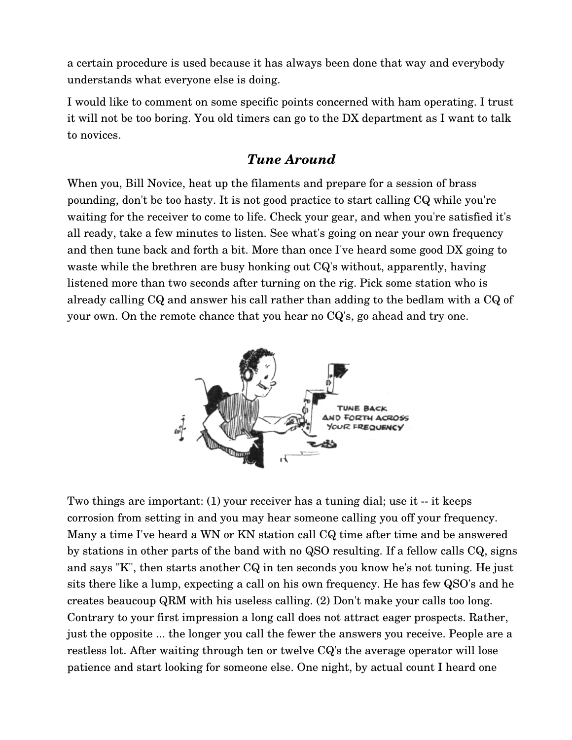a certain procedure is used because it has always been done that way and everybody understands what everyone else is doing.

I would like to comment on some specific points concerned with ham operating. I trust it will not be too boring. You old timers can go to the DX department as I want to talk to novices.

## *Tune Around*

When you, Bill Novice, heat up the filaments and prepare for a session of brass pounding, don't be too hasty. It is not good practice to start calling CQ while you're waiting for the receiver to come to life. Check your gear, and when you're satisfied it's all ready, take a few minutes to listen. See what's going on near your own frequency and then tune back and forth a bit. More than once I've heard some good DX going to waste while the brethren are busy honking out CQ's without, apparently, having listened more than two seconds after turning on the rig. Pick some station who is already calling CQ and answer his call rather than adding to the bedlam with a CQ of your own. On the remote chance that you hear no CQ's, go ahead and try one.

Two things are important: (1) your receiver has a tuning dial; use it -- it keeps corrosion from setting in and you may hear someone calling you off your frequency. Many a time I've heard a WN or KN station call CQ time after time and be answered by stations in other parts of the band with no QSO resulting. If a fellow calls CQ, signs and says "K", then starts another CQ in ten seconds you know he's not tuning. He just sits there like a lump, expecting a call on his own frequency. He has few QSO's and he creates beaucoup QRM with his useless calling. (2) Don't make your calls too long. Contrary to your first impression a long call does not attract eager prospects. Rather, just the opposite ... the longer you call the fewer the answers you receive. People are a restless lot. After waiting through ten or twelve CQ's the average operator will lose patience and start looking for someone else. One night, by actual count I heard one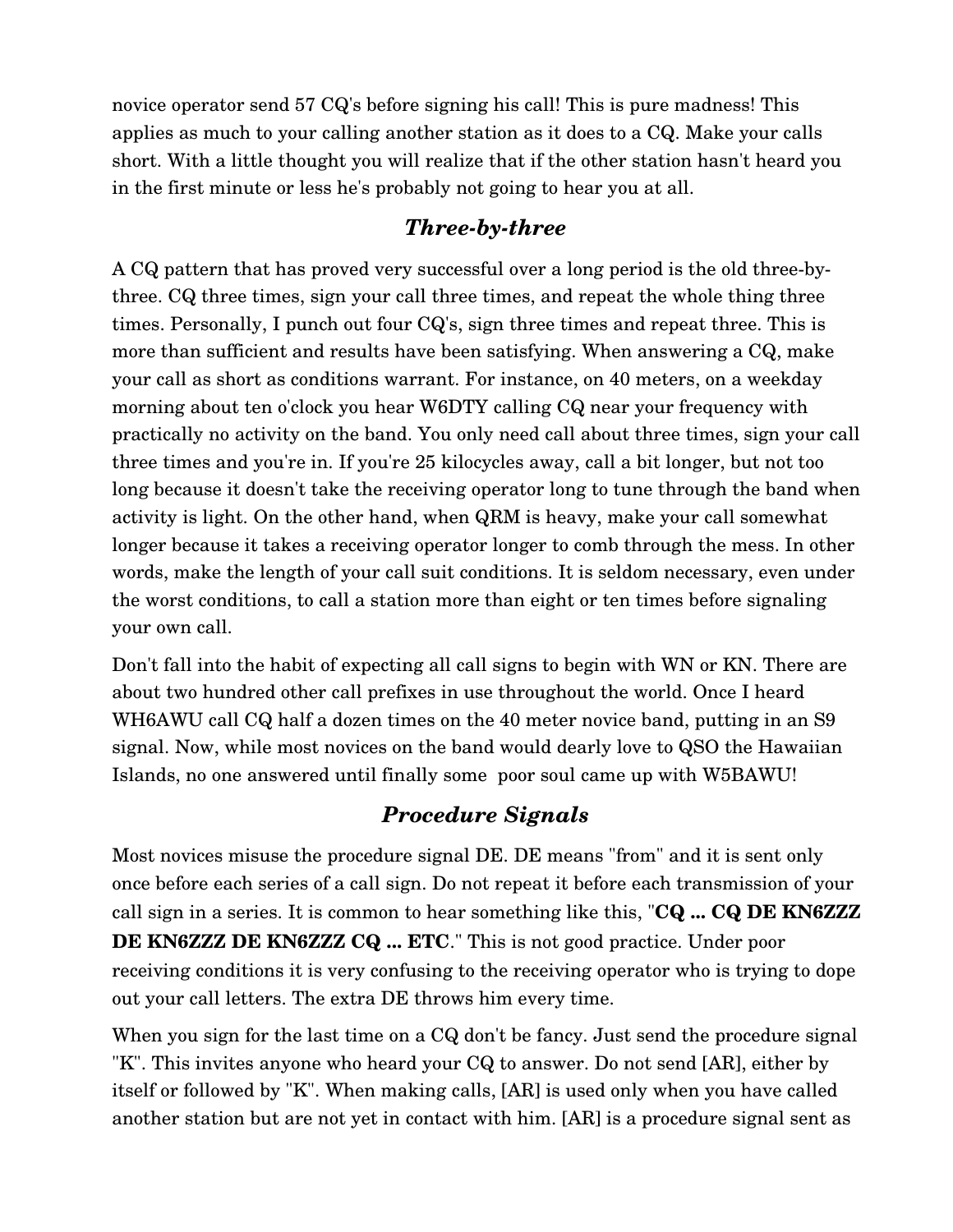novice operator send 57 CQ's before signing his call! This is pure madness! This applies as much to your calling another station as it does to a CQ. Make your calls short. With a little thought you will realize that if the other station hasn't heard you in the first minute or less he's probably not going to hear you at all.

### *Three-by-three*

A CQ pattern that has proved very successful over a long period is the old three-by-three. CQ three times, sign your call three times, and repeat the whole thing three times. Personally, I punch out four CQ's, sign three times and repeat three. This is more than sufficient and results have been satisfying. When answering a CQ, make your call as short as conditions warrant. For instance, on 40 meters, on a weekday morning about ten o'clock you hear W6DTY calling CQ near your frequency with practically no activity on the band. You only need call about three times, sign your call three times and you're in. If you're 25 kilocycles away, call a bit longer, but not too long because it doesn't take the receiving operator long to tune through the band when activity is light. On the other hand, when QRM is heavy, make your call somewhat longer because it takes a receiving operator longer to comb through the mess. In other words, make the length of your call suit conditions. It is seldom necessary, even under the worst conditions, to call a station more than eight or ten times before signaling your own call.

Don't fall into the habit of expecting all call signs to begin with WN or KN. There are about two hundred other call prefixes in use throughout the world. Once I heard WH6AWU call CQ half a dozen times on the 40 meter novice band, putting in an S9 signal. Now, while most novices on the band would dearly love to QSO the Hawaiian Islands, no one answered until finally some poor soul came up with W5BAWU!

### *Procedure Signals*

Most novices misuse the procedure signal DE. DE means "from" and it is sent only once before each series of a call sign. Do not repeat it before each transmission of your call sign in a series. It is common to hear something like this, "**CQ ... CQ DE KN6ZZZ DE KN6ZZZ DE KN6ZZZ CQ ... ETC**." This is not good practice. Under poor receiving conditions it is very confusing to the receiving operator who is trying to dope out your call letters. The extra DE throws him every time.

When you sign for the last time on a CQ don't be fancy. Just send the procedure signal "K". This invites anyone who heard your CQ to answer. Do not send [AR], either by itself or followed by "K". When making calls, [AR] is used only when you have called another station but are not yet in contact with him. [AR] is a procedure signal sent as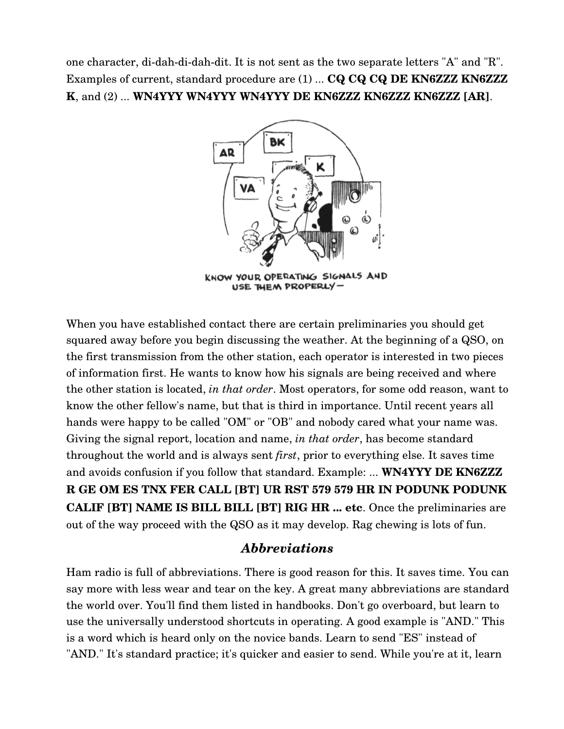one character, di-dah-di-dah-dit. It is not sent as the two separate letters "A" and "R". Examples of current, standard procedure are (1) ... **CQ CQ CQ DE KN6ZZZ KN6ZZZ K**, and (2) ... **WN4YYY WN4YYY WN4YYY DE KN6ZZZ KN6ZZZ KN6ZZZ [AR]**.

KNOW YOUR OPERATING SIGNALS AND USE THEM PROPERLY—

When you have established contact there are certain preliminaries you should get squared away before you begin discussing the weather. At the beginning of a QSO, on the first transmission from the other station, each operator is interested in two pieces of information first. He wants to know how his signals are being received and where the other station is located, *in that order*. Most operators, for some odd reason, want to know the other fellow's name, but that is third in importance. Until recent years all hands were happy to be called "OM" or "OB" and nobody cared what your name was. Giving the signal report, location and name, *in that order*, has become standard throughout the world and is always sent *first*, prior to everything else. It saves time and avoids confusion if you follow that standard. Example: ... **WN4YYY DE KN6ZZZ R GE OM ES TNX FER CALL [BT] UR RST 579 579 HR IN PODUNK PODUNK CALIF [BT] NAME IS BILL BILL [BT] RIG HR ... etc**. Once the preliminaries are out of the way proceed with the QSO as it may develop. Rag chewing is lots of fun.

## *Abbreviations*

Ham radio is full of abbreviations. There is good reason for this. It saves time. You can say more with less wear and tear on the key. A great many abbreviations are standard the world over. You'll find them listed in handbooks. Don't go overboard, but learn to use the universally understood shortcuts in operating. A good example is "AND." This is a word which is heard only on the novice bands. Learn to send "ES" instead of "AND." It's standard practice; it's quicker and easier to send. While you're at it, learn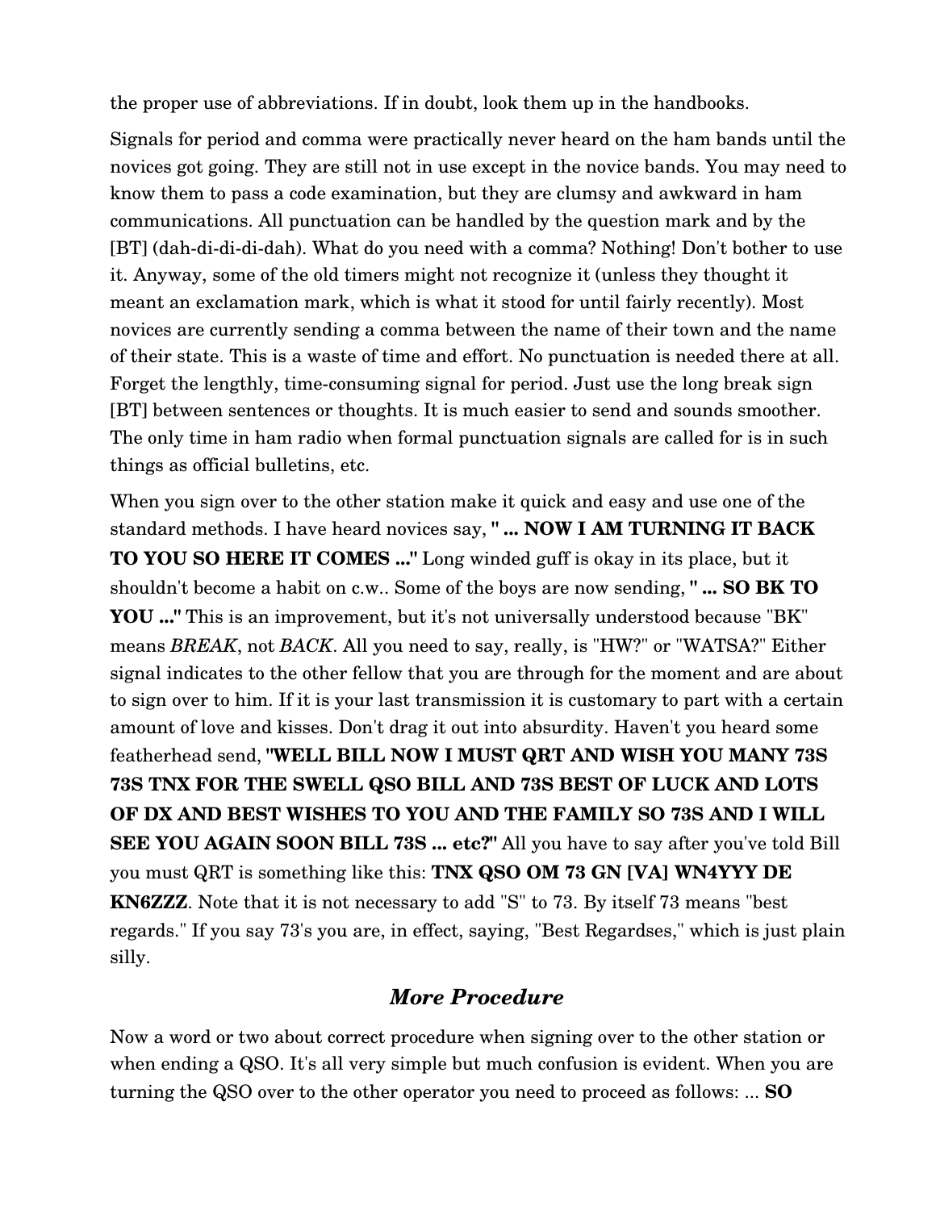the proper use of abbreviations. If in doubt, look them up in the handbooks.

Signals for period and comma were practically never heard on the ham bands until the novices got going. They are still not in use except in the novice bands. You may need to know them to pass a code examination, but they are clumsy and awkward in ham communications. All punctuation can be handled by the question mark and by the [BT] (dah-di-di-di-dah). What do you need with a comma? Nothing! Don't bother to use it. Anyway, some of the old timers might not recognize it (unless they thought it meant an exclamation mark, which is what it stood for until fairly recently). Most novices are currently sending a comma between the name of their town and the name of their state. This is a waste of time and effort. No punctuation is needed there at all. Forget the lengthly, time-consuming signal for period. Just use the long break sign [BT] between sentences or thoughts. It is much easier to send and sounds smoother. The only time in ham radio when formal punctuation signals are called for is in such things as official bulletins, etc.

When you sign over to the other station make it quick and easy and use one of the standard methods. I have heard novices say, **" ... NOW I AM TURNING IT BACK TO YOU SO HERE IT COMES ..."** Long winded guff is okay in its place, but it shouldn't become a habit on c.w.. Some of the boys are now sending, **" ... SO BK TO YOU ..."** This is an improvement, but it's not universally understood because "BK" means *BREAK*, not *BACK*. All you need to say, really, is "HW?" or "WATSA?" Either signal indicates to the other fellow that you are through for the moment and are about to sign over to him. If it is your last transmission it is customary to part with a certain amount of love and kisses. Don't drag it out into absurdity. Haven't you heard some featherhead send, **"WELL BILL NOW I MUST QRT AND WISH YOU MANY 73S 73S TNX FOR THE SWELL QSO BILL AND 73S BEST OF LUCK AND LOTS OF DX AND BEST WISHES TO YOU AND THE FAMILY SO 73S AND I WILL SEE YOU AGAIN SOON BILL 73S ... etc?"** All you have to say after you've told Bill you must QRT is something like this: **TNX QSO OM 73 GN [VA] WN4YYY DE KN6ZZZ**. Note that it is not necessary to add "S" to 73. By itself 73 means "best regards." If you say 73's you are, in effect, saying, "Best Regardses," which is just plain silly.

## *More Procedure*

Now a word or two about correct procedure when signing over to the other station or when ending a QSO. It's all very simple but much confusion is evident. When you are turning the QSO over to the other operator you need to proceed as follows: ... **SO**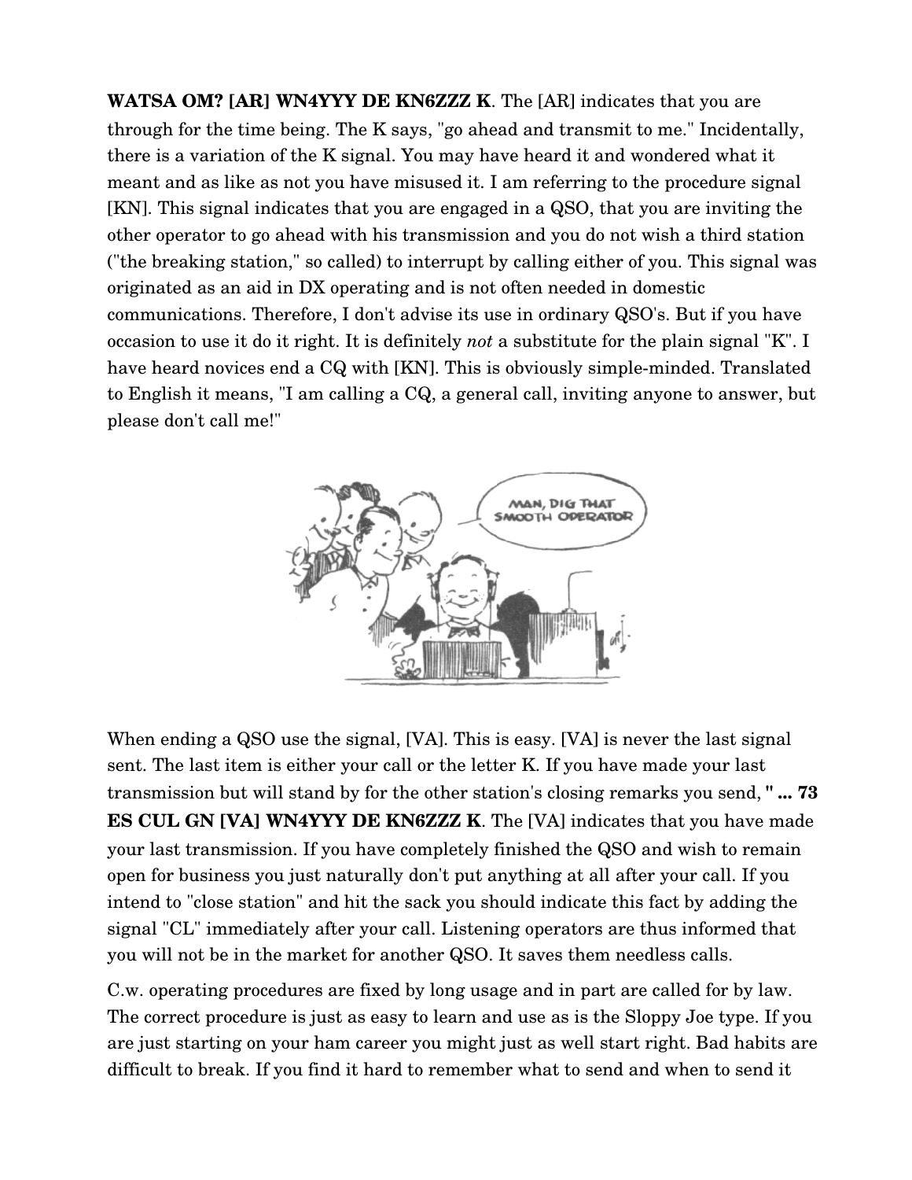**WATSA OM? [AR] WN4YYY DE KN6ZZZ K**. The [AR] indicates that you are through for the time being. The K says, "go ahead and transmit to me." Incidentally, there is a variation of the K signal. You may have heard it and wondered what it meant and as like as not you have misused it. I am referring to the procedure signal [KN]. This signal indicates that you are engaged in a QSO, that you are inviting the other operator to go ahead with his transmission and you do not wish a third station ("the breaking station," so called) to interrupt by calling either of you. This signal was originated as an aid in DX operating and is not often needed in domestic communications. Therefore, I don't advise its use in ordinary QSO's. But if you have occasion to use it do it right. It is definitely *not* a substitute for the plain signal "K". I have heard novices end a CQ with [KN]. This is obviously simple-minded. Translated to English it means, "I am calling a CQ, a general call, inviting anyone to answer, but please don't call me!"

When ending a QSO use the signal, [VA]. This is easy. [VA] is never the last signal sent. The last item is either your call or the letter K. If you have made your last transmission but will stand by for the other station's closing remarks you send, **" ... 73 ES CUL GN [VA] WN4YYY DE KN6ZZZ K**. The [VA] indicates that you have made your last transmission. If you have completely finished the QSO and wish to remain open for business you just naturally don't put anything at all after your call. If you intend to "close station" and hit the sack you should indicate this fact by adding the signal "CL" immediately after your call. Listening operators are thus informed that you will not be in the market for another QSO. It saves them needless calls.

C.w. operating procedures are fixed by long usage and in part are called for by law. The correct procedure is just as easy to learn and use as is the Sloppy Joe type. If you are just starting on your ham career you might just as well start right. Bad habits are difficult to break. If you find it hard to remember what to send and when to send it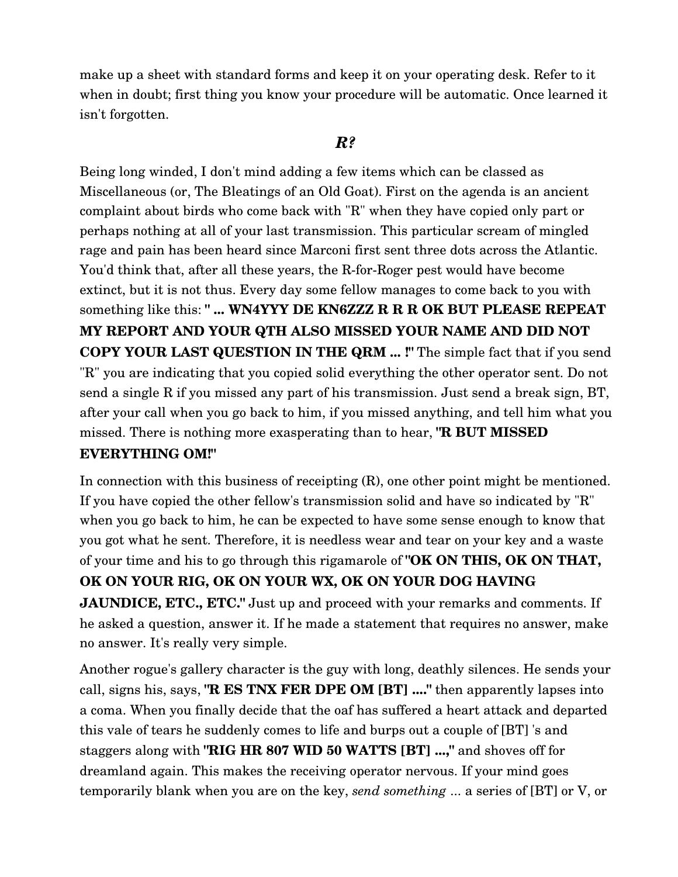make up a sheet with standard forms and keep it on your operating desk. Refer to it when in doubt; first thing you know your procedure will be automatic. Once learned it isn't forgotten.

### *R?*

Being long winded, I don't mind adding a few items which can be classed as Miscellaneous (or, The Bleatings of an Old Goat). First on the agenda is an ancient complaint about birds who come back with "R" when they have copied only part or perhaps nothing at all of your last transmission. This particular scream of mingled rage and pain has been heard since Marconi first sent three dots across the Atlantic. You'd think that, after all these years, the R-for-Roger pest would have become extinct, but it is not thus. Every day some fellow manages to come back to you with something like this: **" ... WN4YYY DE KN6ZZZ R R R OK BUT PLEASE REPEAT MY REPORT AND YOUR QTH ALSO MISSED YOUR NAME AND DID NOT COPY YOUR LAST QUESTION IN THE QRM ... !"** The simple fact that if you send "R" you are indicating that you copied solid everything the other operator sent. Do not send a single R if you missed any part of his transmission. Just send a break sign, BT, after your call when you go back to him, if you missed anything, and tell him what you missed. There is nothing more exasperating than to hear, **"R BUT MISSED EVERYTHING OM!"**

In connection with this business of receipting (R), one other point might be mentioned. If you have copied the other fellow's transmission solid and have so indicated by "R" when you go back to him, he can be expected to have some sense enough to know that you got what he sent. Therefore, it is needless wear and tear on your key and a waste of your time and his to go through this rigamarole of **"OK ON THIS, OK ON THAT, OK ON YOUR RIG, OK ON YOUR WX, OK ON YOUR DOG HAVING JAUNDICE, ETC., ETC."** Just up and proceed with your remarks and comments. If he asked a question, answer it. If he made a statement that requires no answer, make no answer. It's really very simple.

Another rogue's gallery character is the guy with long, deathly silences. He sends your call, signs his, says, **"R ES TNX FER DPE OM [BT] ...."** then apparently lapses into a coma. When you finally decide that the oaf has suffered a heart attack and departed this vale of tears he suddenly comes to life and burps out a couple of [BT] 's and staggers along with **"RIG HR 807 WID 50 WATTS [BT] ...,"** and shoves off for dreamland again. This makes the receiving operator nervous. If your mind goes temporarily blank when you are on the key, *send something* ... a series of [BT] or V, or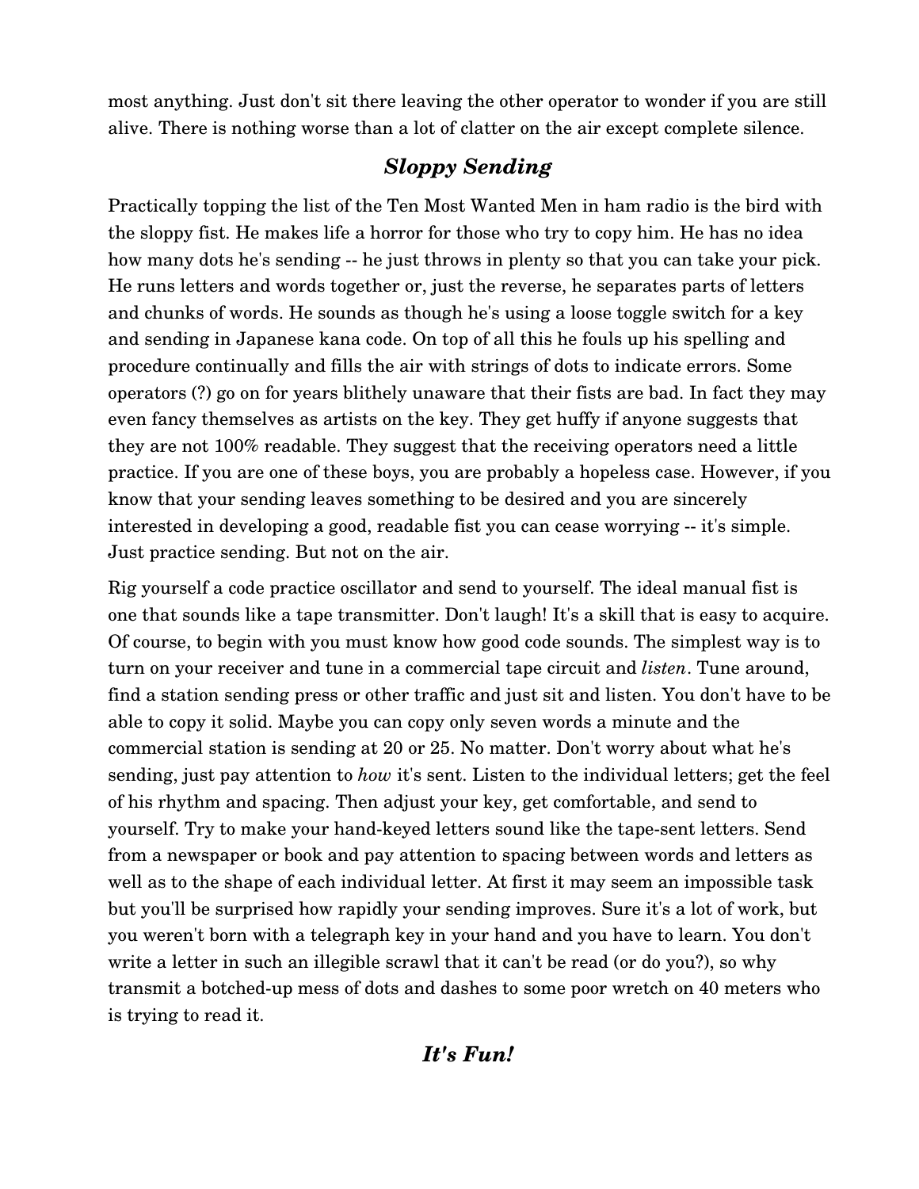most anything. Just don't sit there leaving the other operator to wonder if you are still alive. There is nothing worse than a lot of clatter on the air except complete silence.

## *Sloppy Sending*

Practically topping the list of the Ten Most Wanted Men in ham radio is the bird with the sloppy fist. He makes life a horror for those who try to copy him. He has no idea how many dots he's sending -- he just throws in plenty so that you can take your pick. He runs letters and words together or, just the reverse, he separates parts of letters and chunks of words. He sounds as though he's using a loose toggle switch for a key and sending in Japanese kana code. On top of all this he fouls up his spelling and procedure continually and fills the air with strings of dots to indicate errors. Some operators (?) go on for years blithely unaware that their fists are bad. In fact they may even fancy themselves as artists on the key. They get huffy if anyone suggests that they are not 100% readable. They suggest that the receiving operators need a little practice. If you are one of these boys, you are probably a hopeless case. However, if you know that your sending leaves something to be desired and you are sincerely interested in developing a good, readable fist you can cease worrying -- it's simple. Just practice sending. But not on the air.

Rig yourself a code practice oscillator and send to yourself. The ideal manual fist is one that sounds like a tape transmitter. Don't laugh! It's a skill that is easy to acquire. Of course, to begin with you must know how good code sounds. The simplest way is to turn on your receiver and tune in a commercial tape circuit and *listen*. Tune around, find a station sending press or other traffic and just sit and listen. You don't have to be able to copy it solid. Maybe you can copy only seven words a minute and the commercial station is sending at 20 or 25. No matter. Don't worry about what he's sending, just pay attention to *how* it's sent. Listen to the individual letters; get the feel of his rhythm and spacing. Then adjust your key, get comfortable, and send to yourself. Try to make your hand-keyed letters sound like the tape-sent letters. Send from a newspaper or book and pay attention to spacing between words and letters as well as to the shape of each individual letter. At first it may seem an impossible task but you'll be surprised how rapidly your sending improves. Sure it's a lot of work, but you weren't born with a telegraph key in your hand and you have to learn. You don't write a letter in such an illegible scrawl that it can't be read (or do you?), so why transmit a botched-up mess of dots and dashes to some poor wretch on 40 meters who is trying to read it.

## *It's Fun!*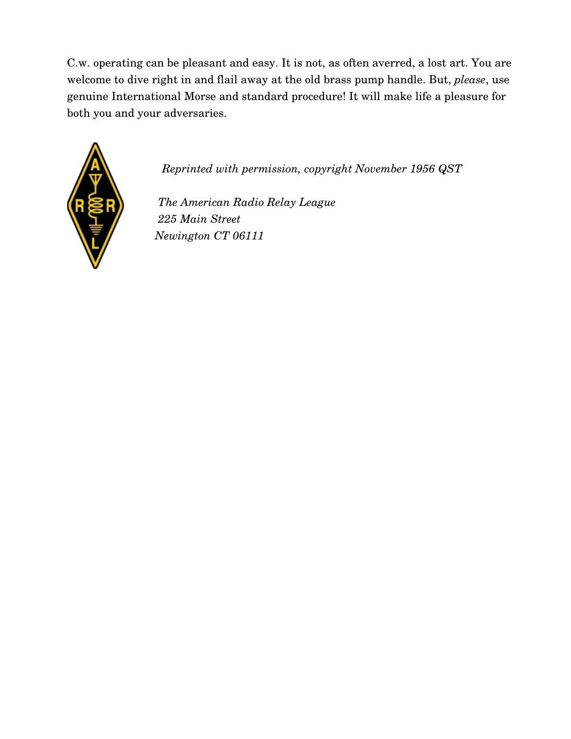C.w. operating can be pleasant and easy. It is not, as often averred, a lost art. You are welcome to dive right in and flail away at the old brass pump handle. But, *please*, use genuine International Morse and standard procedure! It will make life a pleasure for both you and your adversaries.

*Reprinted with permission, copyright November 1956 QST*

*The American Radio Relay League*
*225 Main Street*
*Newington CT 06111*